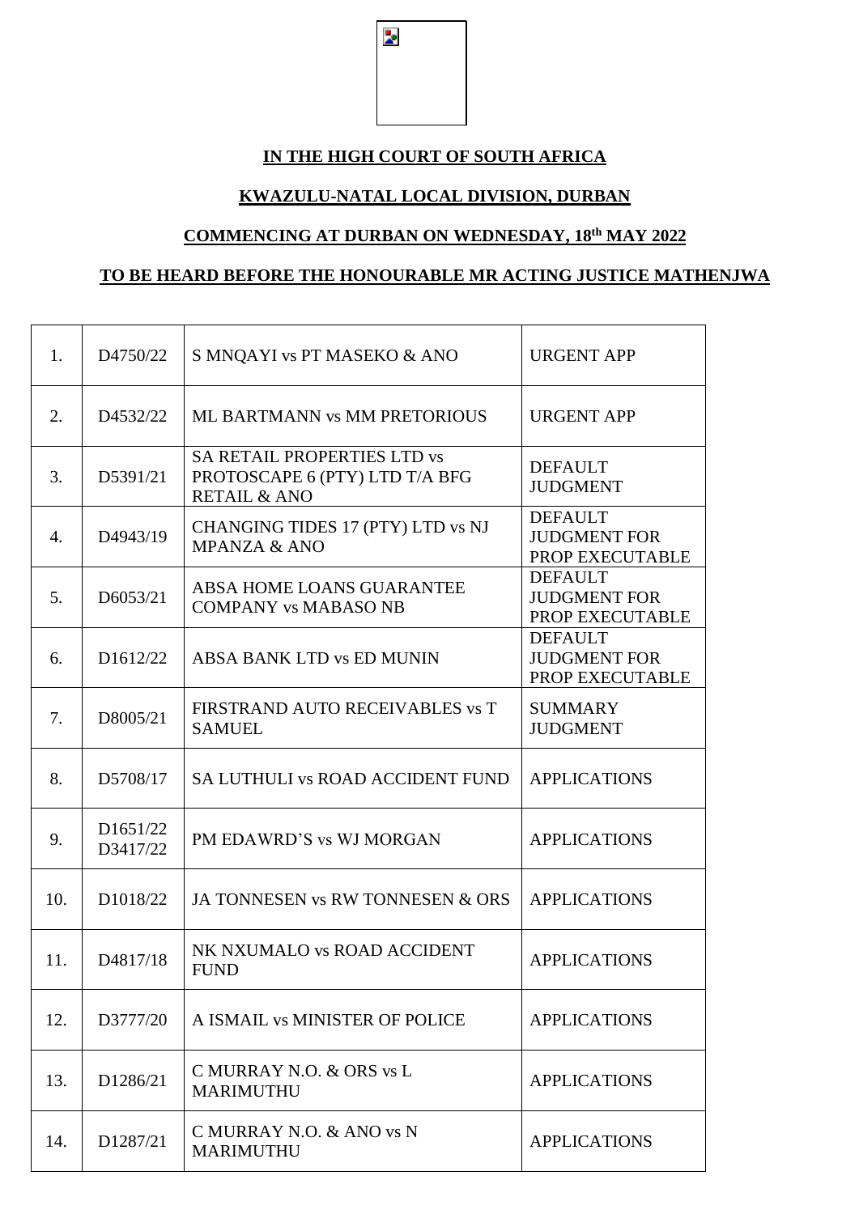**IN THE HIGH COURT OF SOUTH AFRICA**

**KWAZULU-NATAL LOCAL DIVISION, DURBAN**

**COMMENCING AT DURBAN ON WEDNESDAY, 18th MAY 2022**

**TO BE HEARD BEFORE THE HONOURABLE MR ACTING JUSTICE MATHENJWA**

| | | | |
|---|---|---|---|
| 1. | D4750/22 | S MNQAYI vs PT MASEKO & ANO | URGENT APP |
| 2. | D4532/22 | ML BARTMANN vs MM PRETORIOUS | URGENT APP |
| 3. | D5391/21 | SA RETAIL PROPERTIES LTD vs PROTOSCAPE 6 (PTY) LTD T/A BFG RETAIL & ANO | DEFAULT JUDGMENT |
| 4. | D4943/19 | CHANGING TIDES 17 (PTY) LTD vs NJ MPANZA & ANO | DEFAULT JUDGMENT FOR PROP EXECUTABLE |
| 5. | D6053/21 | ABSA HOME LOANS GUARANTEE COMPANY vs MABASO NB | DEFAULT JUDGMENT FOR PROP EXECUTABLE |
| 6. | D1612/22 | ABSA BANK LTD vs ED MUNIN | DEFAULT JUDGMENT FOR PROP EXECUTABLE |
| 7. | D8005/21 | FIRSTRAND AUTO RECEIVABLES vs T SAMUEL | SUMMARY JUDGMENT |
| 8. | D5708/17 | SA LUTHULI vs ROAD ACCIDENT FUND | APPLICATIONS |
| 9. | D1651/22 D3417/22 | PM EDAWRD'S vs WJ MORGAN | APPLICATIONS |
| 10. | D1018/22 | JA TONNESEN vs RW TONNESEN & ORS | APPLICATIONS |
| 11. | D4817/18 | NK NXUMALO vs ROAD ACCIDENT FUND | APPLICATIONS |
| 12. | D3777/20 | A ISMAIL vs MINISTER OF POLICE | APPLICATIONS |
| 13. | D1286/21 | C MURRAY N.O. & ORS vs L MARIMUTHU | APPLICATIONS |
| 14. | D1287/21 | C MURRAY N.O. & ANO vs N MARIMUTHU | APPLICATIONS |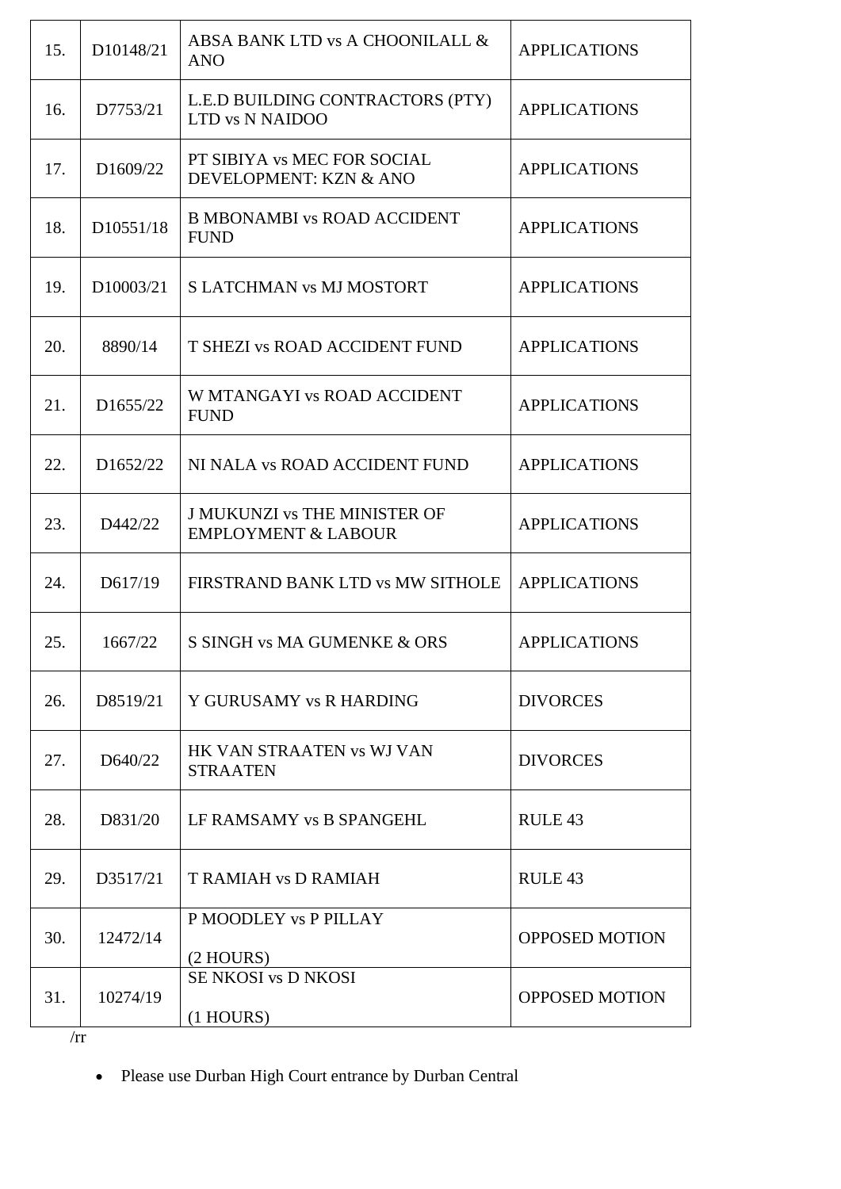| | | | |
|---|---|---|---|
| 15. | D10148/21 | ABSA BANK LTD vs A CHOONILALL & ANO | APPLICATIONS |
| 16. | D7753/21 | L.E.D BUILDING CONTRACTORS (PTY) LTD vs N NAIDOO | APPLICATIONS |
| 17. | D1609/22 | PT SIBIYA vs MEC FOR SOCIAL DEVELOPMENT: KZN & ANO | APPLICATIONS |
| 18. | D10551/18 | B MBONAMBI vs ROAD ACCIDENT FUND | APPLICATIONS |
| 19. | D10003/21 | S LATCHMAN vs MJ MOSTORT | APPLICATIONS |
| 20. | 8890/14 | T SHEZI vs ROAD ACCIDENT FUND | APPLICATIONS |
| 21. | D1655/22 | W MTANGAYI vs ROAD ACCIDENT FUND | APPLICATIONS |
| 22. | D1652/22 | NI NALA vs ROAD ACCIDENT FUND | APPLICATIONS |
| 23. | D442/22 | J MUKUNZI vs THE MINISTER OF EMPLOYMENT & LABOUR | APPLICATIONS |
| 24. | D617/19 | FIRSTRAND BANK LTD vs MW SITHOLE | APPLICATIONS |
| 25. | 1667/22 | S SINGH vs MA GUMENKE & ORS | APPLICATIONS |
| 26. | D8519/21 | Y GURUSAMY vs R HARDING | DIVORCES |
| 27. | D640/22 | HK VAN STRAATEN vs WJ VAN STRAATEN | DIVORCES |
| 28. | D831/20 | LF RAMSAMY vs B SPANGEHL | RULE 43 |
| 29. | D3517/21 | T RAMIAH vs D RAMIAH | RULE 43 |
| 30. | 12472/14 | P MOODLEY vs P PILLAY (2 HOURS) | OPPOSED MOTION |
| 31. | 10274/19 | SE NKOSI vs D NKOSI (1 HOURS) | OPPOSED MOTION |

/rr

- Please use Durban High Court entrance by Durban Central